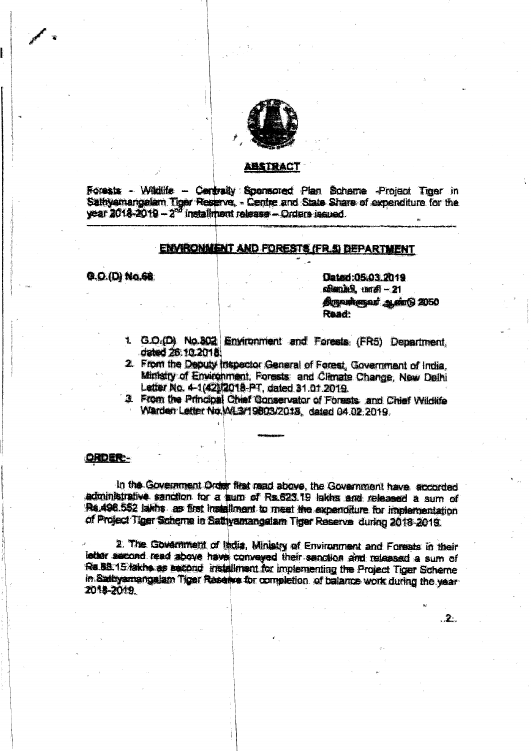## ABSTRACT

Forests - Wildlife – Centrally Sponsored Plan Scheme -Project Tiger in Sathyamangalam Tiger Reserve, - Centre and State Share of expenditure for the year 2018-2019 – 2nd installment release – Orders issued.

---

## ENVIRONMENT AND FORESTS (FR.5) DEPARTMENT

**G.O.(D) No.68**

Dated:05.03.2019
விளம்பி, மாசி – 21
திருவள்ளுவர் ஆண்டு 2050
Read:

1. G.O.(D) No.802 Environment and Forests (FR5) Department, dated 26.10.2018.
2. From the Deputy Inspector General of Forest, Government of India, Ministry of Environment, Forests and Climate Change, New Delhi Letter No. 4-1(42)/2018-PT, dated 31.01.2019.
3. From the Principal Chief Conservator of Forests and Chief Wildlife Warden Letter No.WL3/19803/2018, dated 04.02.2019.

---

**ORDER:-**

In the Government Order first read above, the Government have accorded administrative sanction for a sum of Rs.623.19 lakhs and released a sum of Rs.496.552 lakhs as first installment to meet the expenditure for implementation of Project Tiger Scheme in Sathyamangalam Tiger Reserve during 2018-2019.

2. The Government of India, Ministry of Environment and Forests in their letter second read above have conveyed their sanction and released a sum of Rs.88.15 lakhs as second installment for implementing the Project Tiger Scheme in Sathyamangalam Tiger Reserve for completion of balance work during the year 2018-2019.

..2..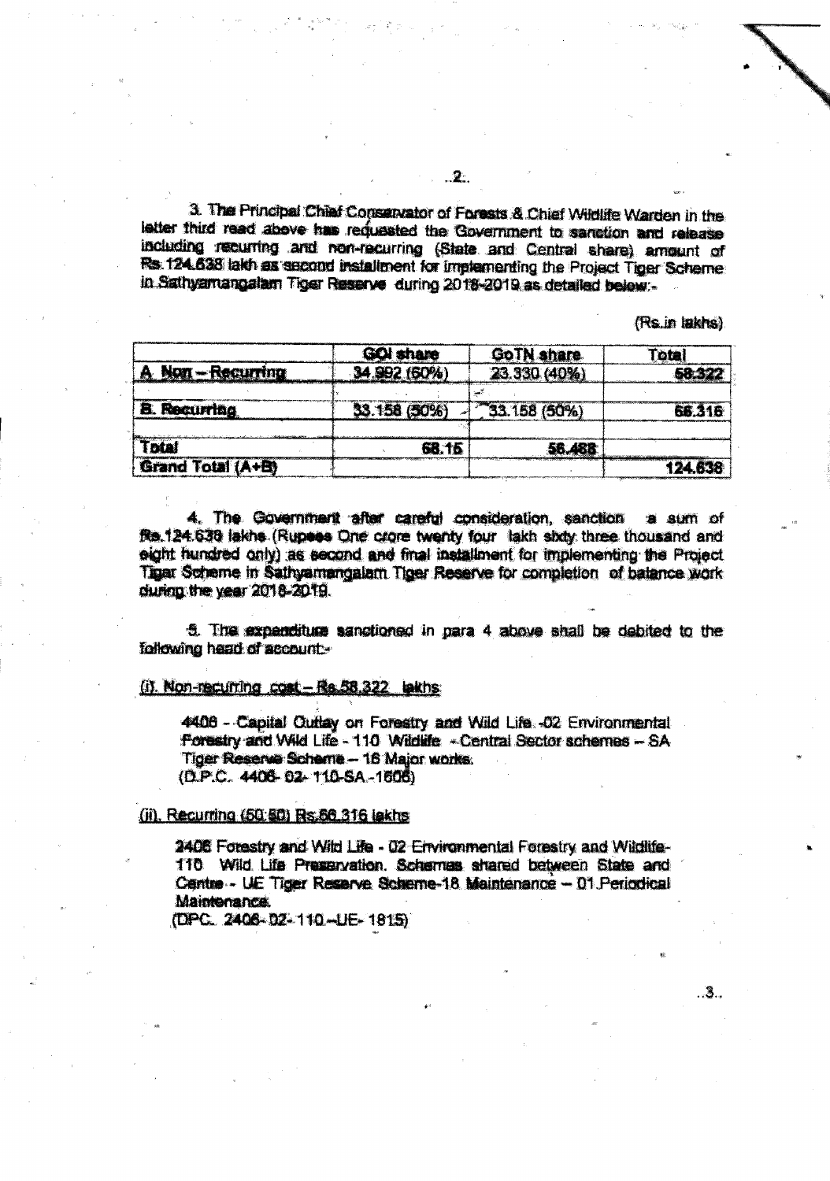3. The Principal Chief Conservator of Forests & Chief Wildlife Warden in the letter third read above has requested the Government to sanction and release including recurring and non-recurring (State and Central share) amount of Rs.124.638 lakh as second installment for implementing the Project Tiger Scheme in Sathyamangalam Tiger Reserve during 2018-2019 as detailed below:-

(Rs.in lakhs)

| | GOI share | GoTN share | Total |
|---|---|---|---|
| A. Non – Recurring | 34.992 (60%) | 23.330 (40%) | 58.322 |
| | | | |
| B. Recurring | 33.158 (50%) | 33.158 (50%) | 66.316 |
| | | | |
| Total | 68.15 | 56.488 | |
| Grand Total (A+B) | | | 124.638 |

4. The Government after careful consideration, sanction a sum of Rs.124.638 lakhs (Rupees One crore twenty four lakh sixty three thousand and eight hundred only) as second and final installment for implementing the Project Tiger Scheme in Sathyamangalam Tiger Reserve for completion of balance work during the year 2018-2019.

5. The expenditure sanctioned in para 4 above shall be debited to the following head of account:-

(i). Non-recurring cost – Rs.58.322 lakhs

4406 - Capital Outlay on Forestry and Wild Life -02 Environmental Forestry and Wild Life - 110 Wildlife - Central Sector schemes – SA Tiger Reserve Scheme – 16 Major works.
(D.P.C. 4406- 02- 110-SA -1606)

(ii). Recurring (50:50) Rs.66.316 lakhs

2406 Forestry and Wild Life - 02 Environmental Forestry and Wildlife- 110 Wild Life Preservation. Schemes shared between State and Centre - UE Tiger Reserve Scheme-18 Maintenance – 01 Periodical Maintenance.
(DPC. 2406- 02- 110 –UE- 1815)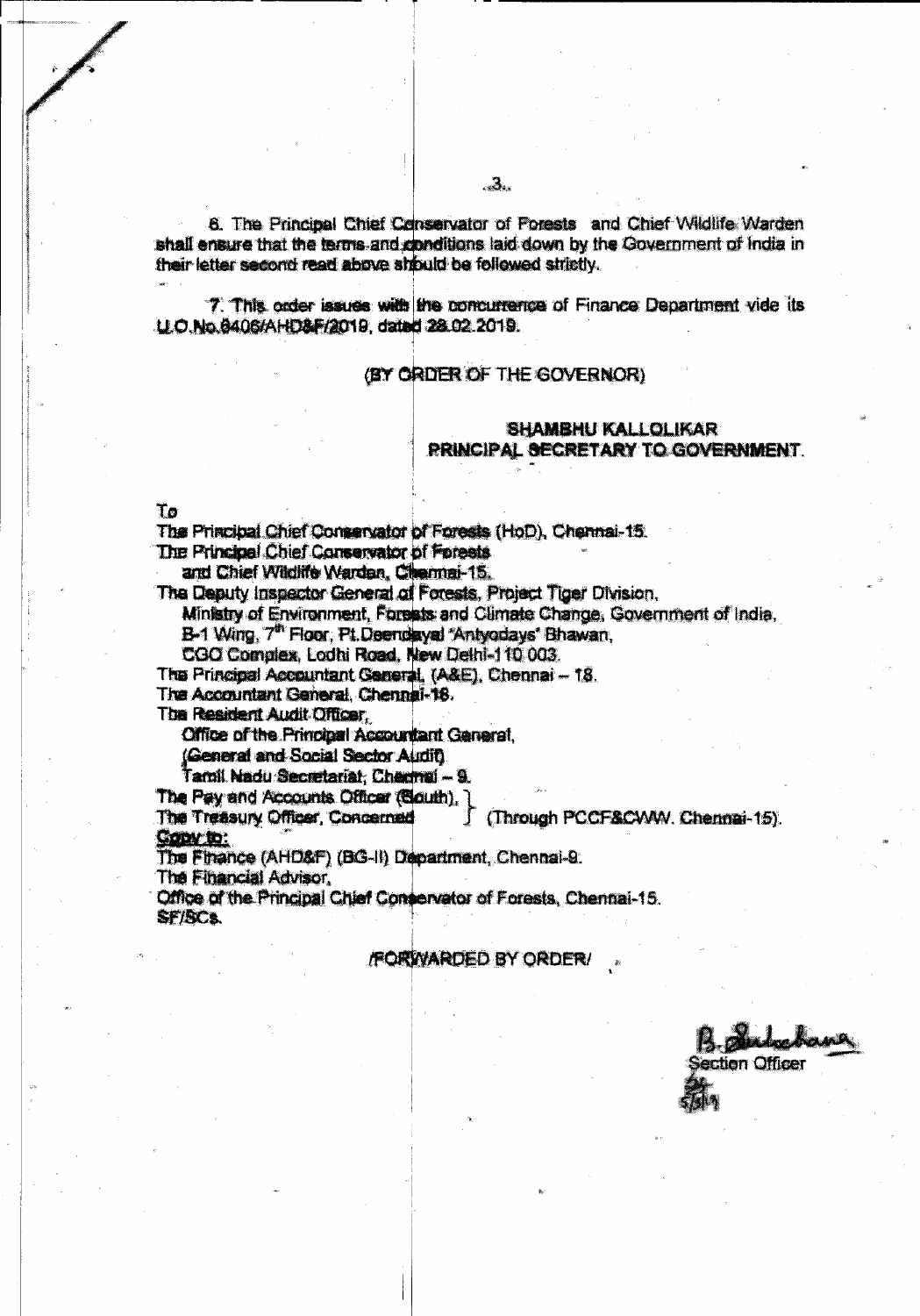6. The Principal Chief Conservator of Forests and Chief Wildlife Warden shall ensure that the terms and conditions laid down by the Government of India in their letter second read above should be followed strictly.

7. This order issues with the concurrence of Finance Department vide its U.O.No.8406/AHD&F/2019, dated 28.02.2019.

(BY ORDER OF THE GOVERNOR)

**SHAMBHU KALLOLIKAR**
**PRINCIPAL SECRETARY TO GOVERNMENT.**

To
The Principal Chief Conservator of Forests (HoD), Chennai-15.
The Principal Chief Conservator of Forests
and Chief Wildlife Warden, Chennai-15.
The Deputy Inspector General of Forests, Project Tiger Division,
Ministry of Environment, Forests and Climate Change, Government of India,
B-1 Wing, 7th Floor, Pt.Deendayal 'Antyodaya' Bhawan,
CGO Complex, Lodhi Road, New Delhi-110 003.
The Principal Accountant General, (A&E), Chennai – 18.
The Accountant General, Chennai-18.
The Resident Audit Officer,
Office of the Principal Accountant General,
(General and Social Sector Audit)
Tamil Nadu Secretariat, Chennai – 9.
The Pay and Accounts Officer (South), }
The Treasury Officer, Concerned } (Through PCCF&CWW. Chennai-15).

Copy to:
The Finance (AHD&F) (BG-II) Department, Chennai-9.
The Financial Advisor,
Office of the Principal Chief Conservator of Forests, Chennai-15.
SF/SCs.

/FORWARDED BY ORDER/

Section Officer
5/3/19